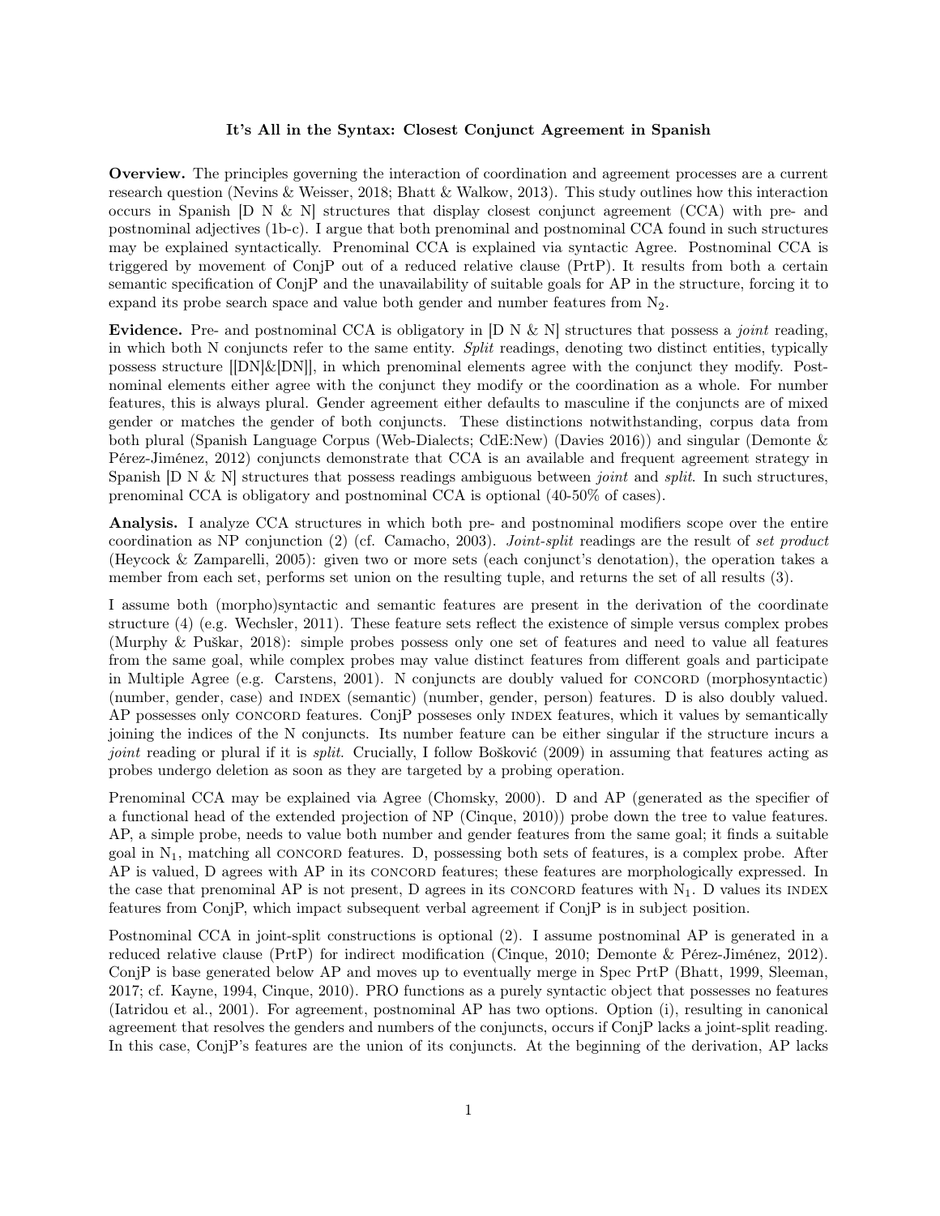# It's All in the Syntax: Closest Conjunct Agreement in Spanish

**Overview.** The principles governing the interaction of coordination and agreement processes are a current research question (Nevins & Weisser, 2018; Bhatt & Walkow, 2013). This study outlines how this interaction occurs in Spanish [D N & N] structures that display closest conjunct agreement (CCA) with pre- and postnominal adjectives (1b-c). I argue that both prenominal and postnominal CCA found in such structures may be explained syntactically. Prenominal CCA is explained via syntactic Agree. Postnominal CCA is triggered by movement of ConjP out of a reduced relative clause (PrtP). It results from both a certain semantic specification of ConjP and the unavailability of suitable goals for AP in the structure, forcing it to expand its probe search space and value both gender and number features from $N_2$.

**Evidence.** Pre- and postnominal CCA is obligatory in [D N & N] structures that possess a *joint* reading, in which both N conjuncts refer to the same entity. *Split* readings, denoting two distinct entities, typically possess structure [[DN]&[DN]], in which prenominal elements agree with the conjunct they modify. Postnominal elements either agree with the conjunct they modify or the coordination as a whole. For number features, this is always plural. Gender agreement either defaults to masculine if the conjuncts are of mixed gender or matches the gender of both conjuncts. These distinctions notwithstanding, corpus data from both plural (Spanish Language Corpus (Web-Dialects; CdE:New) (Davies 2016)) and singular (Demonte & Pérez-Jiménez, 2012) conjuncts demonstrate that CCA is an available and frequent agreement strategy in Spanish [D N & N] structures that possess readings ambiguous between *joint* and *split*. In such structures, prenominal CCA is obligatory and postnominal CCA is optional (40-50% of cases).

**Analysis.** I analyze CCA structures in which both pre- and postnominal modifiers scope over the entire coordination as NP conjunction (2) (cf. Camacho, 2003). *Joint-split* readings are the result of *set product* (Heycock & Zamparelli, 2005): given two or more sets (each conjunct's denotation), the operation takes a member from each set, performs set union on the resulting tuple, and returns the set of all results (3).

I assume both (morpho)syntactic and semantic features are present in the derivation of the coordinate structure (4) (e.g. Wechsler, 2011). These feature sets reflect the existence of simple versus complex probes (Murphy & Puškar, 2018): simple probes possess only one set of features and need to value all features from the same goal, while complex probes may value distinct features from different goals and participate in Multiple Agree (e.g. Carstens, 2001). N conjuncts are doubly valued for CONCORD (morphosyntactic) (number, gender, case) and INDEX (semantic) (number, gender, person) features. D is also doubly valued. AP possesses only CONCORD features. ConjP posseses only INDEX features, which it values by semantically joining the indices of the N conjuncts. Its number feature can be either singular if the structure incurs a *joint* reading or plural if it is *split*. Crucially, I follow Bošković (2009) in assuming that features acting as probes undergo deletion as soon as they are targeted by a probing operation.

Prenominal CCA may be explained via Agree (Chomsky, 2000). D and AP (generated as the specifier of a functional head of the extended projection of NP (Cinque, 2010)) probe down the tree to value features. AP, a simple probe, needs to value both number and gender features from the same goal; it finds a suitable goal in $N_1$, matching all CONCORD features. D, possessing both sets of features, is a complex probe. After AP is valued, D agrees with AP in its CONCORD features; these features are morphologically expressed. In the case that prenominal AP is not present, D agrees in its CONCORD features with $N_1$. D values its INDEX features from ConjP, which impact subsequent verbal agreement if ConjP is in subject position.

Postnominal CCA in joint-split constructions is optional (2). I assume postnominal AP is generated in a reduced relative clause (PrtP) for indirect modification (Cinque, 2010; Demonte & Pérez-Jiménez, 2012). ConjP is base generated below AP and moves up to eventually merge in Spec PrtP (Bhatt, 1999, Sleeman, 2017; cf. Kayne, 1994, Cinque, 2010). PRO functions as a purely syntactic object that possesses no features (Iatridou et al., 2001). For agreement, postnominal AP has two options. Option (i), resulting in canonical agreement that resolves the genders and numbers of the conjuncts, occurs if ConjP lacks a joint-split reading. In this case, ConjP's features are the union of its conjuncts. At the beginning of the derivation, AP lacks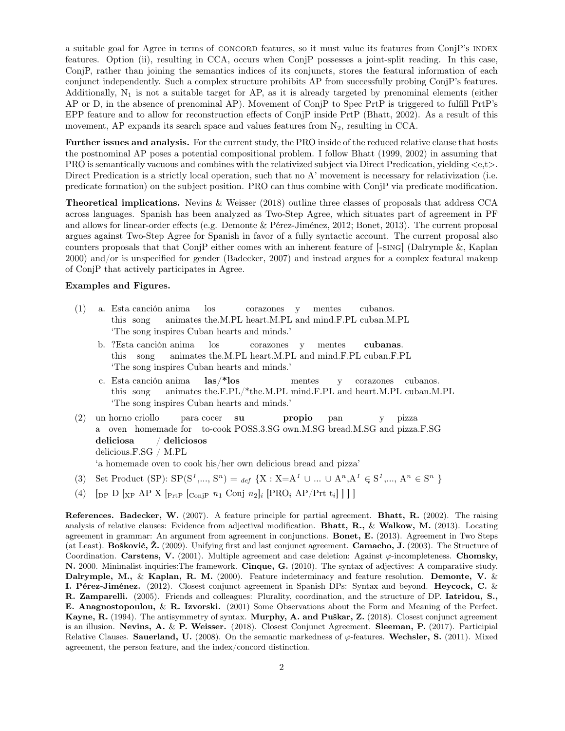a suitable goal for Agree in terms of CONCORD features, so it must value its features from ConjP's INDEX features. Option (ii), resulting in CCA, occurs when ConjP possesses a joint-split reading. In this case, ConjP, rather than joining the semantics indices of its conjuncts, stores the featural information of each conjunct independently. Such a complex structure prohibits AP from successfully probing ConjP's features. Additionally, $N_1$ is not a suitable target for AP, as it is already targeted by prenominal elements (either AP or D, in the absence of prenominal AP). Movement of ConjP to Spec PrtP is triggered to fulfill PrtP's EPP feature and to allow for reconstruction effects of ConjP inside PrtP (Bhatt, 2002). As a result of this movement, AP expands its search space and values features from $N_2$, resulting in CCA.

**Further issues and analysis.** For the current study, the PRO inside of the reduced relative clause that hosts the postnominal AP poses a potential compositional problem. I follow Bhatt (1999, 2002) in assuming that PRO is semantically vacuous and combines with the relativized subject via Direct Predication, yielding <e,t>. Direct Predication is a strictly local operation, such that no A' movement is necessary for relativization (i.e. predicate formation) on the subject position. PRO can thus combine with ConjP via predicate modification.

**Theoretical implications.** Nevins & Weisser (2018) outline three classes of proposals that address CCA across languages. Spanish has been analyzed as Two-Step Agree, which situates part of agreement in PF and allows for linear-order effects (e.g. Demonte & Pérez-Jiménez, 2012; Bonet, 2013). The current proposal argues against Two-Step Agree for Spanish in favor of a fully syntactic account. The current proposal also counters proposals that that ConjP either comes with an inherent feature of [-SING] (Dalrymple &, Kaplan 2000) and/or is unspecified for gender (Badecker, 2007) and instead argues for a complex featural makeup of ConjP that actively participates in Agree.

**Examples and Figures.**

(1) a. Esta canción anima los corazones y mentes cubanos.
this song animates the.M.PL heart.M.PL and mind.F.PL cuban.M.PL
'The song inspires Cuban hearts and minds.'

b. ?Esta canción anima los corazones y mentes **cubanas**.
this song animates the.M.PL heart.M.PL and mind.F.PL cuban.F.PL
'The song inspires Cuban hearts and minds.'

c. Esta canción anima **las/*los** mentes y corazones cubanos.
this song animates the.F.PL/*the.M.PL mind.F.PL and heart.M.PL cuban.M.PL
'The song inspires Cuban hearts and minds.'

(2) un horno criollo para cocer **su** **propio** pan y pizza **deliciosa** / **deliciosos**
a oven homemade for to-cook POSS.3.SG own.M.SG bread.M.SG and pizza.F.SG delicious.F.SG / M.PL
'a homemade oven to cook his/her own delicious bread and pizza'

(3) Set Product (SP): $SP(S^1,..., S^n) =_{def} \{X : X{=}A^1 \cup ... \cup A^n, A^1 \subsetneq S^1,..., A^n \in S^n\}$

(4) $[_{DP}$ D $[_{XP}$ AP X $[_{PrtP}$ $[_{ConjP}$ $n_1$ Conj $n_2]_i$ [PRO$_i$ AP/Prt $t_i$] ] ] ]

**References.** **Badecker, W.** (2007). A feature principle for partial agreement. **Bhatt, R.** (2002). The raising analysis of relative clauses: Evidence from adjectival modification. **Bhatt, R.,** & **Walkow, M.** (2013). Locating agreement in grammar: An argument from agreement in conjunctions. **Bonet, E.** (2013). Agreement in Two Steps (at Least). **Bošković, Ž.** (2009). Unifying first and last conjunct agreement. **Camacho, J.** (2003). The Structure of Coordination. **Carstens, V.** (2001). Multiple agreement and case deletion: Against φ-incompleteness. **Chomsky, N.** 2000. Minimalist inquiries:The framework. **Cinque, G.** (2010). The syntax of adjectives: A comparative study. **Dalrymple, M.,** & **Kaplan, R. M.** (2000). Feature indeterminacy and feature resolution. **Demonte, V.** & **I. Pérez-Jiménez.** (2012). Closest conjunct agreement in Spanish DPs: Syntax and beyond. **Heycock, C.** & **R. Zamparelli.** (2005). Friends and colleagues: Plurality, coordination, and the structure of DP. **Iatridou, S., E. Anagnostopoulou,** & **R. Izvorski.** (2001) Some Observations about the Form and Meaning of the Perfect. **Kayne, R.** (1994). The antisymmetry of syntax. **Murphy, A. and Puškar, Z.** (2018). Closest conjunct agreement is an illusion. **Nevins, A.** & **P. Weisser.** (2018). Closest Conjunct Agreement. **Sleeman, P.** (2017). Participial Relative Clauses. **Sauerland, U.** (2008). On the semantic markedness of φ-features. **Wechsler, S.** (2011). Mixed agreement, the person feature, and the index/concord distinction.